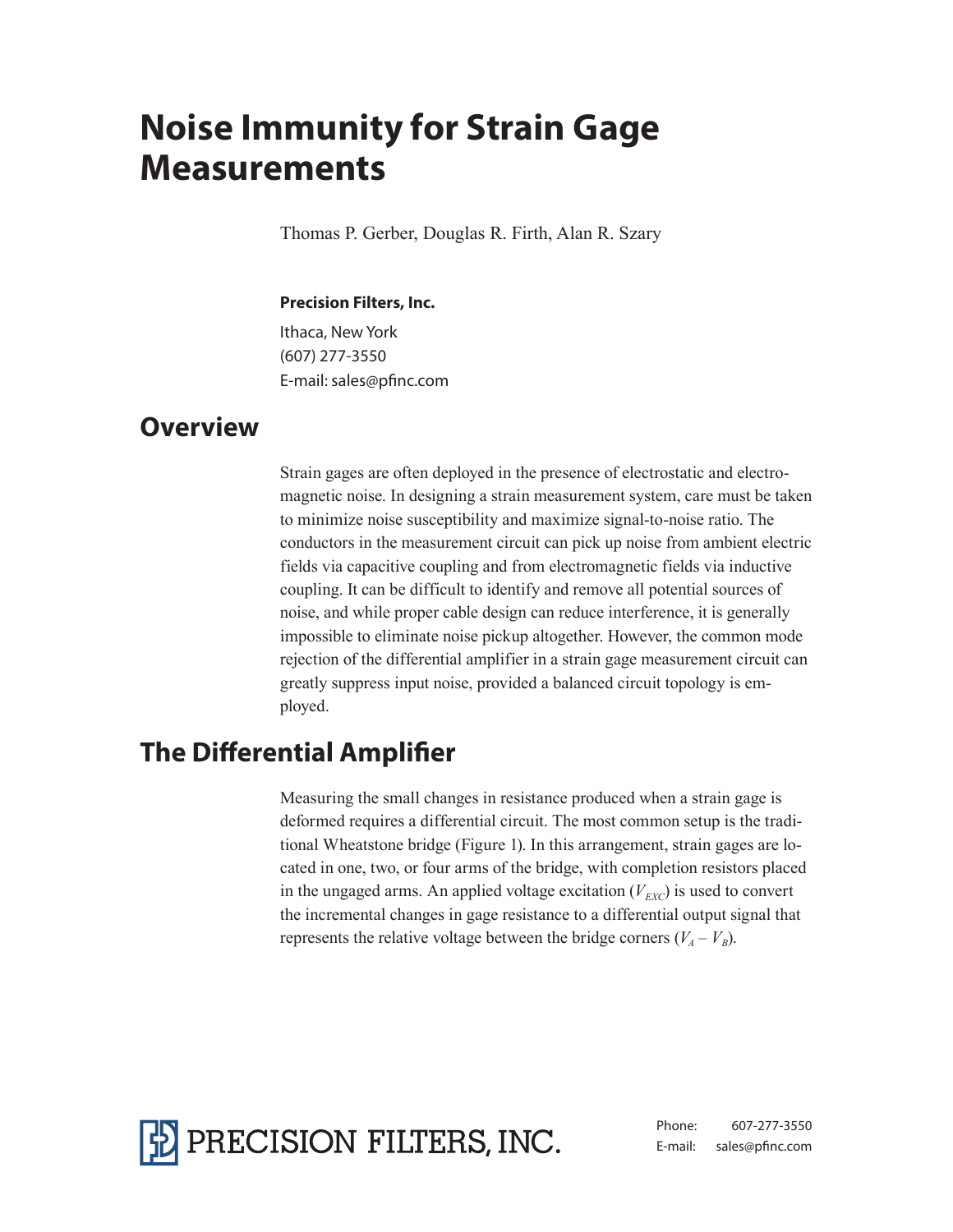# Noise Immunity for Strain Gage Measurements

Thomas P. Gerber, Douglas R. Firth, Alan R. Szary

**Precision Filters, Inc.**

Ithaca, New York
(607) 277-3550
E-mail: sales@pfinc.com

## Overview

Strain gages are often deployed in the presence of electrostatic and electromagnetic noise. In designing a strain measurement system, care must be taken to minimize noise susceptibility and maximize signal-to-noise ratio. The conductors in the measurement circuit can pick up noise from ambient electric fields via capacitive coupling and from electromagnetic fields via inductive coupling. It can be difficult to identify and remove all potential sources of noise, and while proper cable design can reduce interference, it is generally impossible to eliminate noise pickup altogether. However, the common mode rejection of the differential amplifier in a strain gage measurement circuit can greatly suppress input noise, provided a balanced circuit topology is employed.

## The Differential Amplifier

Measuring the small changes in resistance produced when a strain gage is deformed requires a differential circuit. The most common setup is the traditional Wheatstone bridge (Figure 1). In this arrangement, strain gages are located in one, two, or four arms of the bridge, with completion resistors placed in the ungaged arms. An applied voltage excitation ($V_{EXC}$) is used to convert the incremental changes in gage resistance to a differential output signal that represents the relative voltage between the bridge corners ($V_A - V_B$).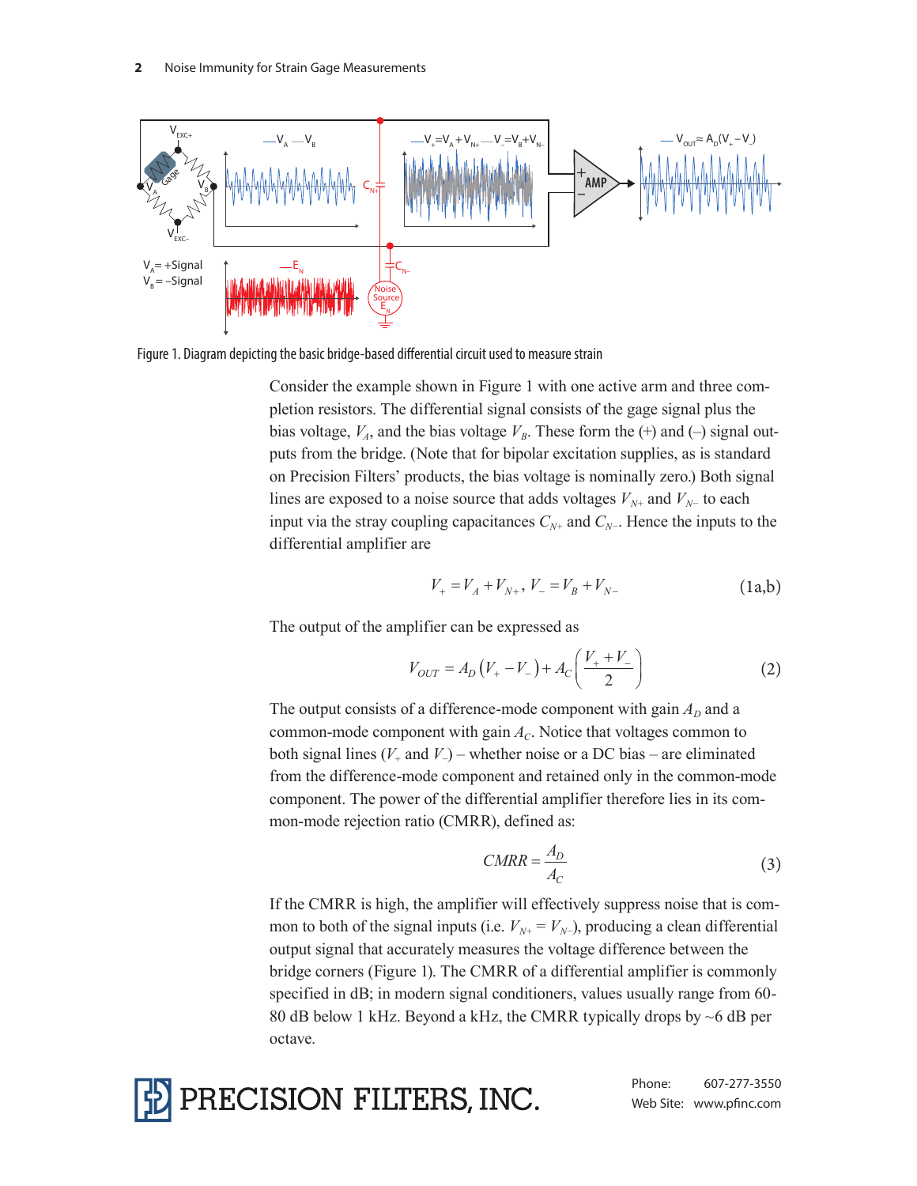Figure 1. Diagram depicting the basic bridge-based differential circuit used to measure strain

Consider the example shown in Figure 1 with one active arm and three completion resistors. The differential signal consists of the gage signal plus the bias voltage, $V_A$, and the bias voltage $V_B$. These form the (+) and (–) signal outputs from the bridge. (Note that for bipolar excitation supplies, as is standard on Precision Filters' products, the bias voltage is nominally zero.) Both signal lines are exposed to a noise source that adds voltages $V_{N+}$ and $V_{N-}$ to each input via the stray coupling capacitances $C_{N+}$ and $C_{N-}$. Hence the inputs to the differential amplifier are

$$V_+ = V_A + V_{N+},\; V_- = V_B + V_{N-} \tag{1a,b}$$

The output of the amplifier can be expressed as

$$V_{OUT} = A_D\left(V_+ - V_-\right) + A_C\left(\frac{V_+ + V_-}{2}\right) \tag{2}$$

The output consists of a difference-mode component with gain $A_D$ and a common-mode component with gain $A_C$. Notice that voltages common to both signal lines ($V_+$ and $V_-$) – whether noise or a DC bias – are eliminated from the difference-mode component and retained only in the common-mode component. The power of the differential amplifier therefore lies in its common-mode rejection ratio (CMRR), defined as:

$$CMRR = \frac{A_D}{A_C} \tag{3}$$

If the CMRR is high, the amplifier will effectively suppress noise that is common to both of the signal inputs (i.e. $V_{N+} = V_{N-}$), producing a clean differential output signal that accurately measures the voltage difference between the bridge corners (Figure 1). The CMRR of a differential amplifier is commonly specified in dB; in modern signal conditioners, values usually range from 60-80 dB below 1 kHz. Beyond a kHz, the CMRR typically drops by ~6 dB per octave.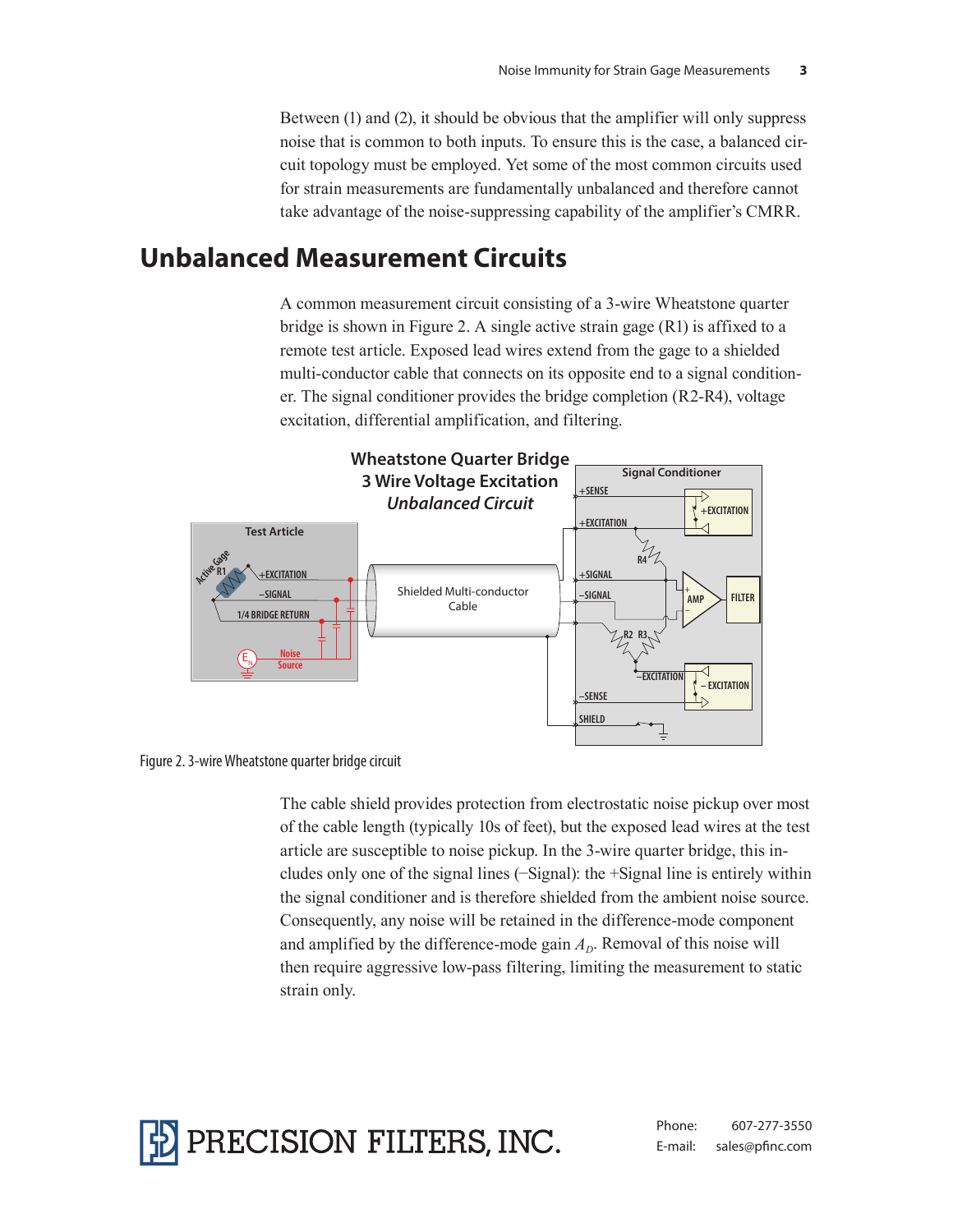Between (1) and (2), it should be obvious that the amplifier will only suppress noise that is common to both inputs. To ensure this is the case, a balanced circuit topology must be employed. Yet some of the most common circuits used for strain measurements are fundamentally unbalanced and therefore cannot take advantage of the noise-suppressing capability of the amplifier's CMRR.

## Unbalanced Measurement Circuits

A common measurement circuit consisting of a 3-wire Wheatstone quarter bridge is shown in Figure 2. A single active strain gage (R1) is affixed to a remote test article. Exposed lead wires extend from the gage to a shielded multi-conductor cable that connects on its opposite end to a signal conditioner. The signal conditioner provides the bridge completion (R2-R4), voltage excitation, differential amplification, and filtering.

Figure 2. 3-wire Wheatstone quarter bridge circuit

The cable shield provides protection from electrostatic noise pickup over most of the cable length (typically 10s of feet), but the exposed lead wires at the test article are susceptible to noise pickup. In the 3-wire quarter bridge, this includes only one of the signal lines (−Signal): the +Signal line is entirely within the signal conditioner and is therefore shielded from the ambient noise source. Consequently, any noise will be retained in the difference-mode component and amplified by the difference-mode gain $A_D$. Removal of this noise will then require aggressive low-pass filtering, limiting the measurement to static strain only.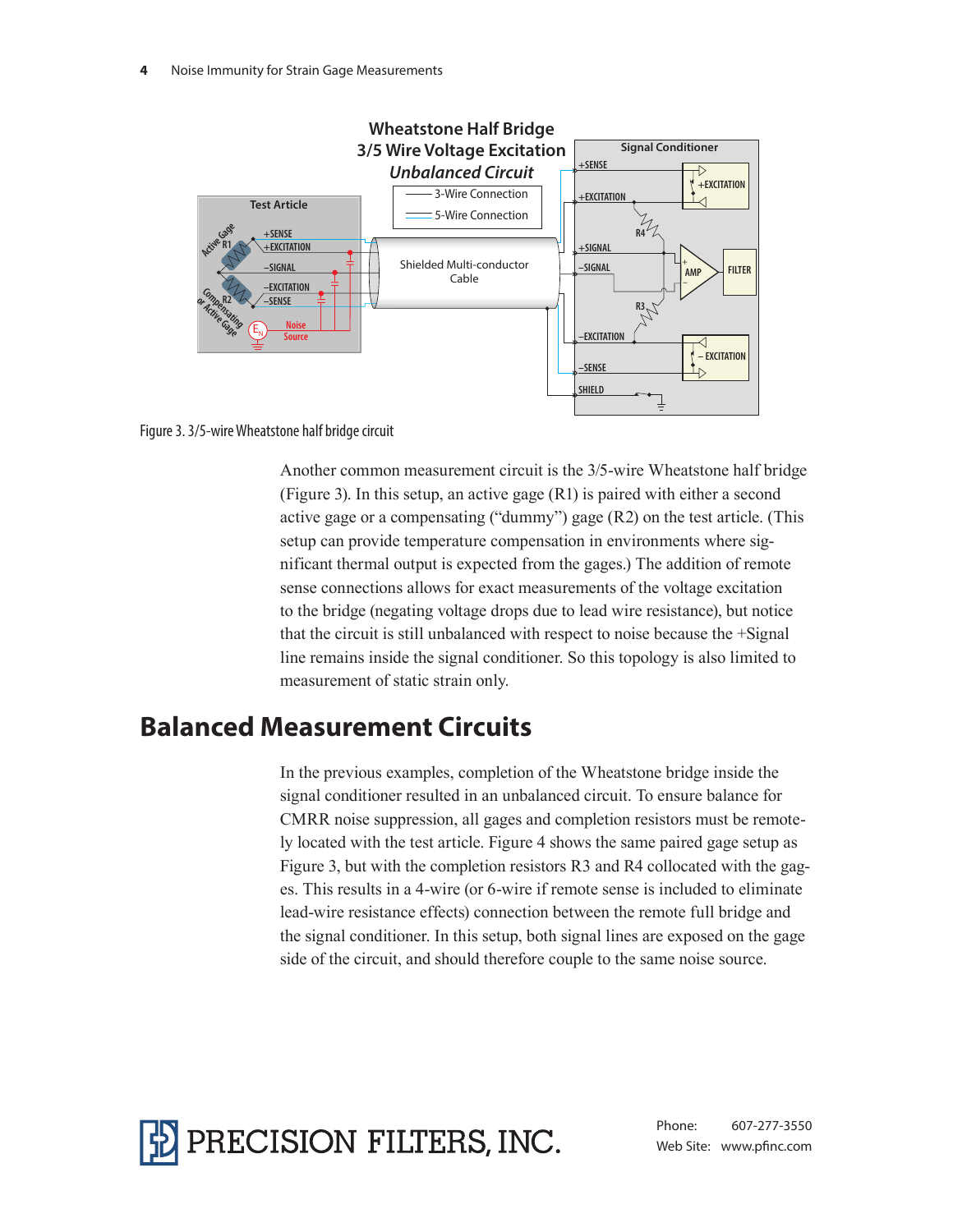Figure 3. 3/5-wire Wheatstone half bridge circuit

Another common measurement circuit is the 3/5-wire Wheatstone half bridge (Figure 3). In this setup, an active gage (R1) is paired with either a second active gage or a compensating ("dummy") gage (R2) on the test article. (This setup can provide temperature compensation in environments where significant thermal output is expected from the gages.) The addition of remote sense connections allows for exact measurements of the voltage excitation to the bridge (negating voltage drops due to lead wire resistance), but notice that the circuit is still unbalanced with respect to noise because the +Signal line remains inside the signal conditioner. So this topology is also limited to measurement of static strain only.

## Balanced Measurement Circuits

In the previous examples, completion of the Wheatstone bridge inside the signal conditioner resulted in an unbalanced circuit. To ensure balance for CMRR noise suppression, all gages and completion resistors must be remotely located with the test article. Figure 4 shows the same paired gage setup as Figure 3, but with the completion resistors R3 and R4 collocated with the gages. This results in a 4-wire (or 6-wire if remote sense is included to eliminate lead-wire resistance effects) connection between the remote full bridge and the signal conditioner. In this setup, both signal lines are exposed on the gage side of the circuit, and should therefore couple to the same noise source.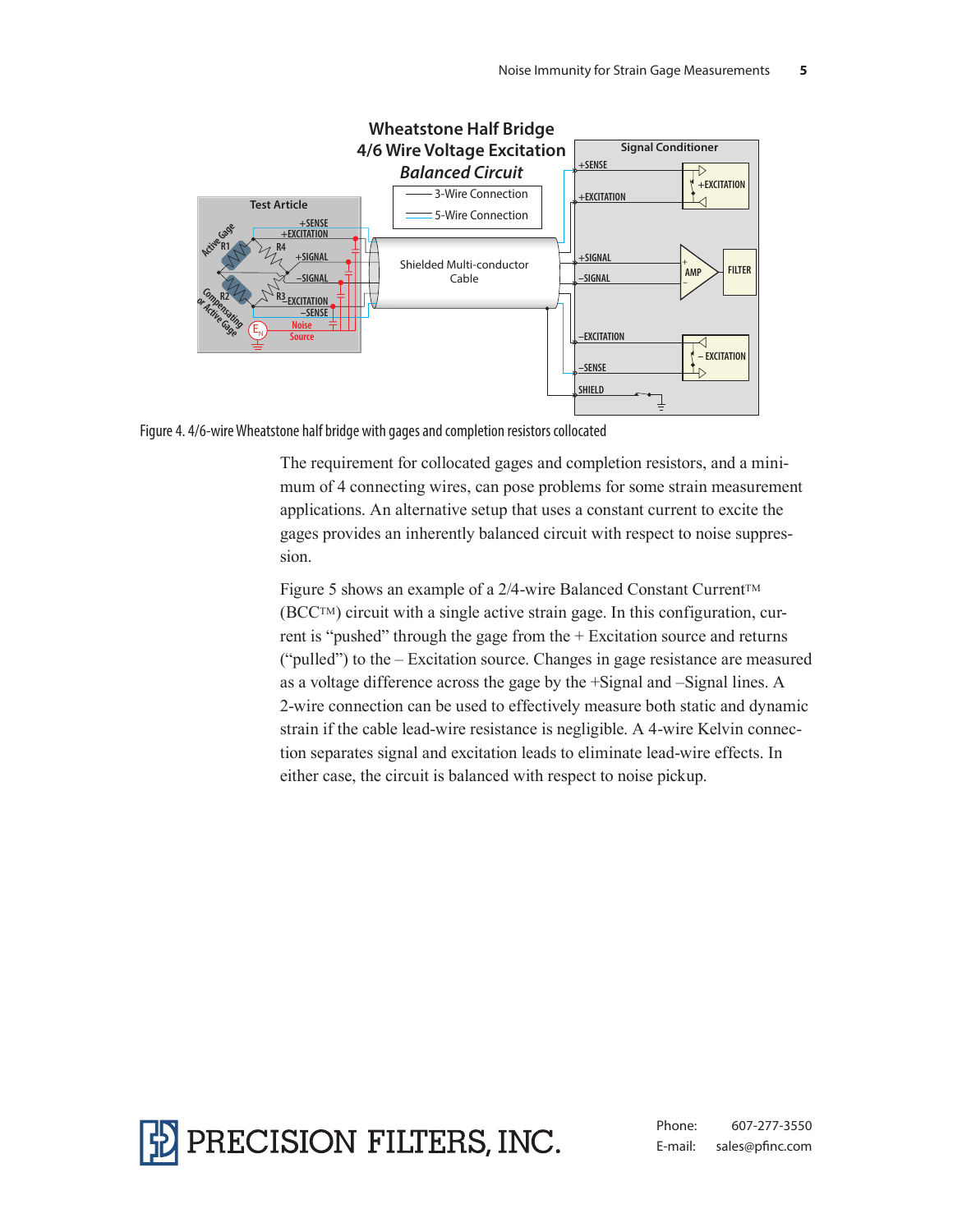Figure 4. 4/6-wire Wheatstone half bridge with gages and completion resistors collocated

The requirement for collocated gages and completion resistors, and a minimum of 4 connecting wires, can pose problems for some strain measurement applications. An alternative setup that uses a constant current to excite the gages provides an inherently balanced circuit with respect to noise suppression.

Figure 5 shows an example of a 2/4-wire Balanced Constant Current™ (BCC™) circuit with a single active strain gage. In this configuration, current is "pushed" through the gage from the + Excitation source and returns ("pulled") to the – Excitation source. Changes in gage resistance are measured as a voltage difference across the gage by the +Signal and –Signal lines. A 2-wire connection can be used to effectively measure both static and dynamic strain if the cable lead-wire resistance is negligible. A 4-wire Kelvin connection separates signal and excitation leads to eliminate lead-wire effects. In either case, the circuit is balanced with respect to noise pickup.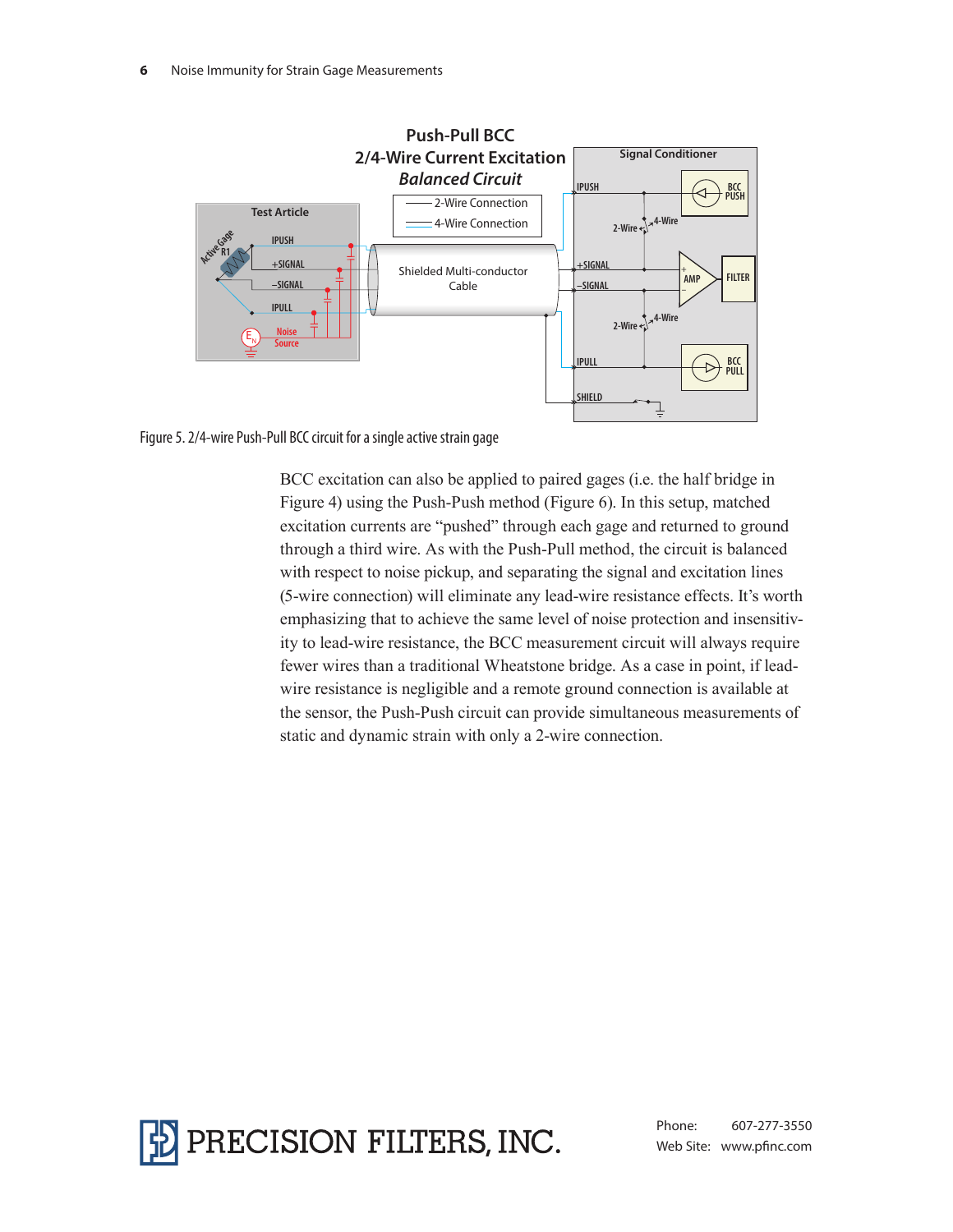Figure 5. 2/4-wire Push-Pull BCC circuit for a single active strain gage

BCC excitation can also be applied to paired gages (i.e. the half bridge in Figure 4) using the Push-Push method (Figure 6). In this setup, matched excitation currents are "pushed" through each gage and returned to ground through a third wire. As with the Push-Pull method, the circuit is balanced with respect to noise pickup, and separating the signal and excitation lines (5-wire connection) will eliminate any lead-wire resistance effects. It's worth emphasizing that to achieve the same level of noise protection and insensitivity to lead-wire resistance, the BCC measurement circuit will always require fewer wires than a traditional Wheatstone bridge. As a case in point, if lead-wire resistance is negligible and a remote ground connection is available at the sensor, the Push-Push circuit can provide simultaneous measurements of static and dynamic strain with only a 2-wire connection.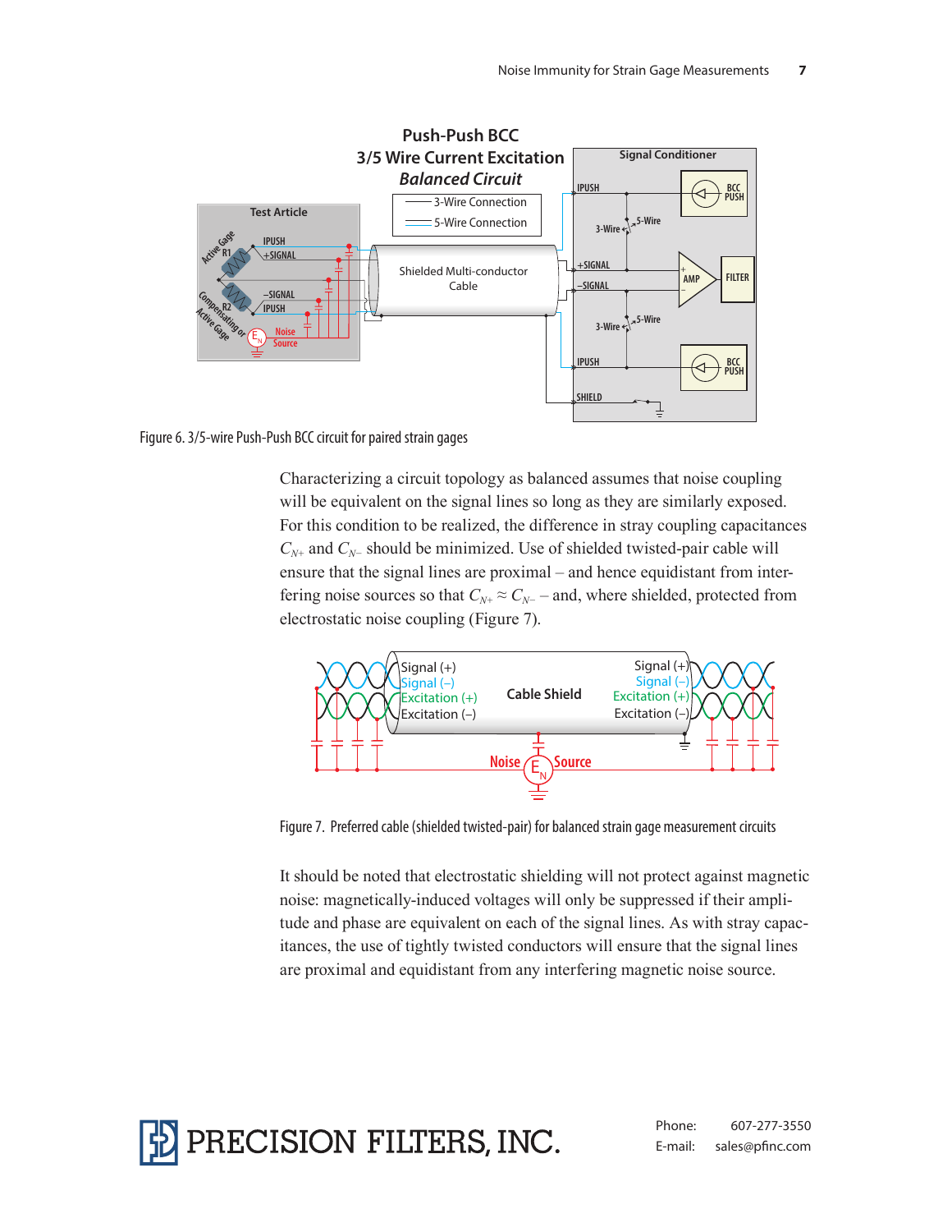Figure 6. 3/5-wire Push-Push BCC circuit for paired strain gages

Characterizing a circuit topology as balanced assumes that noise coupling will be equivalent on the signal lines so long as they are similarly exposed. For this condition to be realized, the difference in stray coupling capacitances $C_{N+}$ and $C_{N-}$ should be minimized. Use of shielded twisted-pair cable will ensure that the signal lines are proximal – and hence equidistant from interfering noise sources so that $C_{N+} \approx C_{N-}$ – and, where shielded, protected from electrostatic noise coupling (Figure 7).

Figure 7. Preferred cable (shielded twisted-pair) for balanced strain gage measurement circuits

It should be noted that electrostatic shielding will not protect against magnetic noise: magnetically-induced voltages will only be suppressed if their amplitude and phase are equivalent on each of the signal lines. As with stray capacitances, the use of tightly twisted conductors will ensure that the signal lines are proximal and equidistant from any interfering magnetic noise source.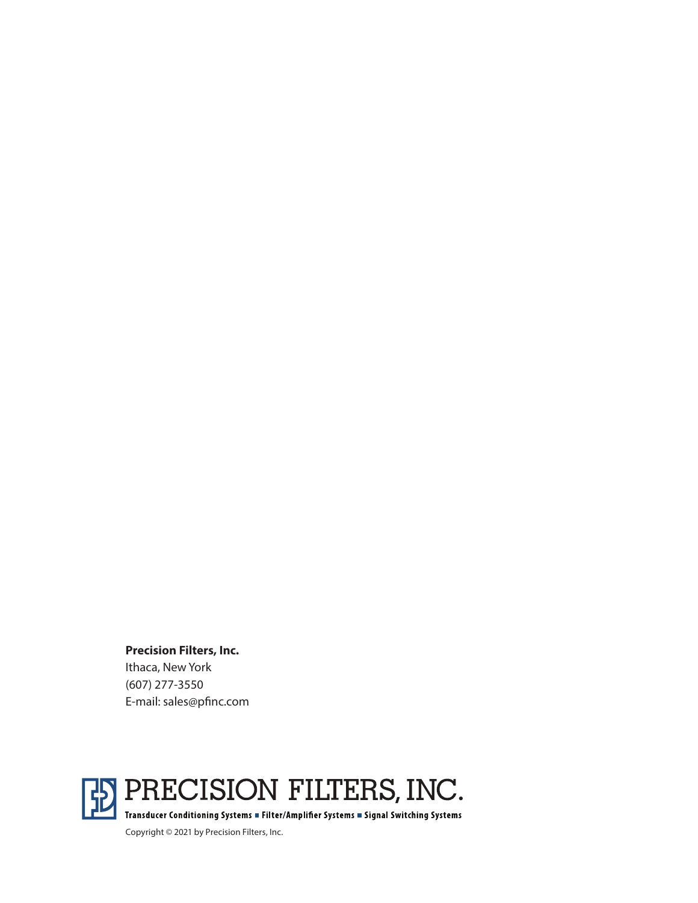**Precision Filters, Inc.**
Ithaca, New York
(607) 277-3550
E-mail: sales@pfinc.com

PRECISION FILTERS, INC.

Transducer Conditioning Systems ■ Filter/Amplifier Systems ■ Signal Switching Systems

Copyright © 2021 by Precision Filters, Inc.